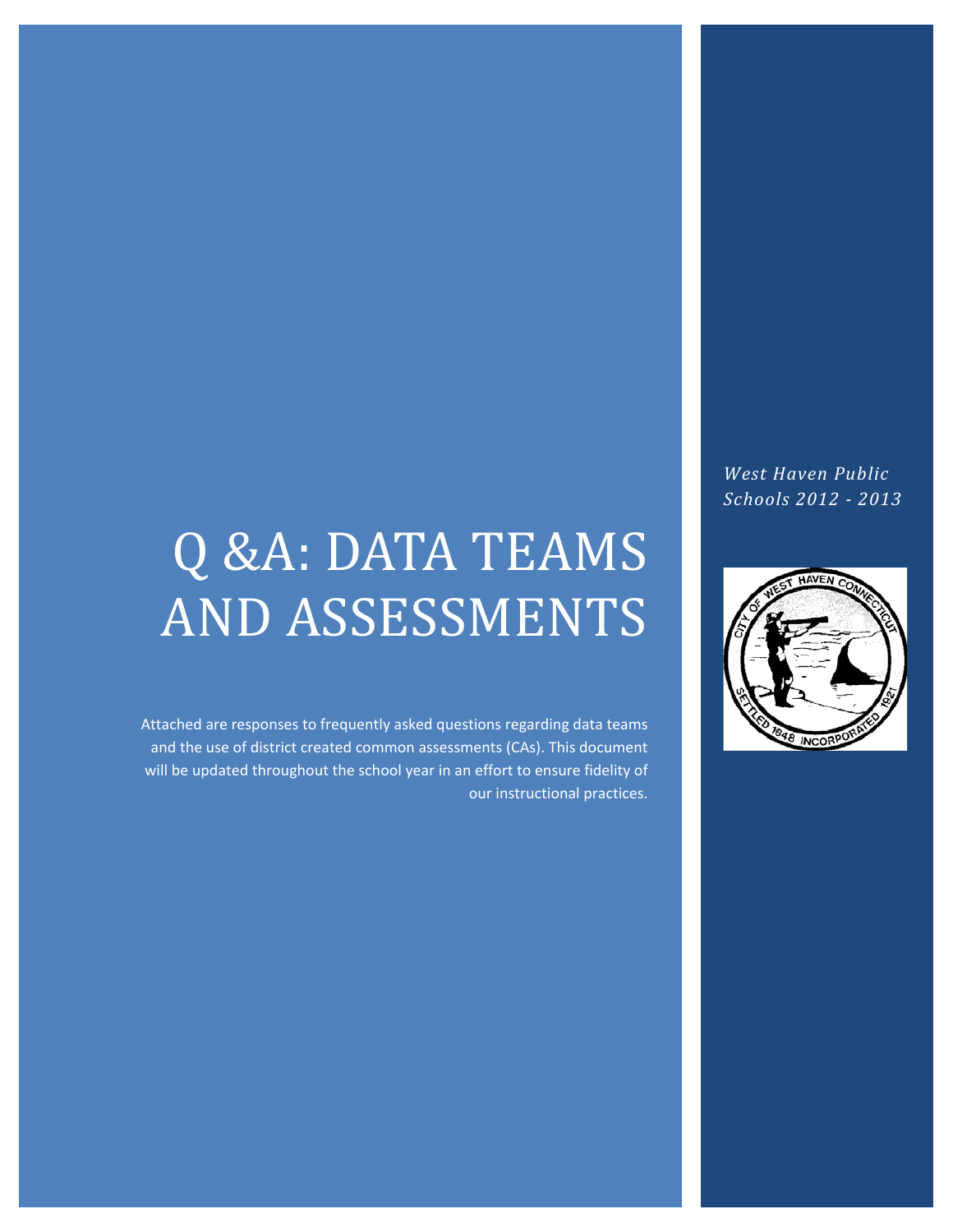# Q &A: DATA TEAMS AND ASSESSMENTS

Attached are responses to frequently asked questions regarding data teams and the use of district created common assessments (CAs). This document will be updated throughout the school year in an effort to ensure fidelity of our instructional practices.

*West Haven Public Schools 2012 - 2013*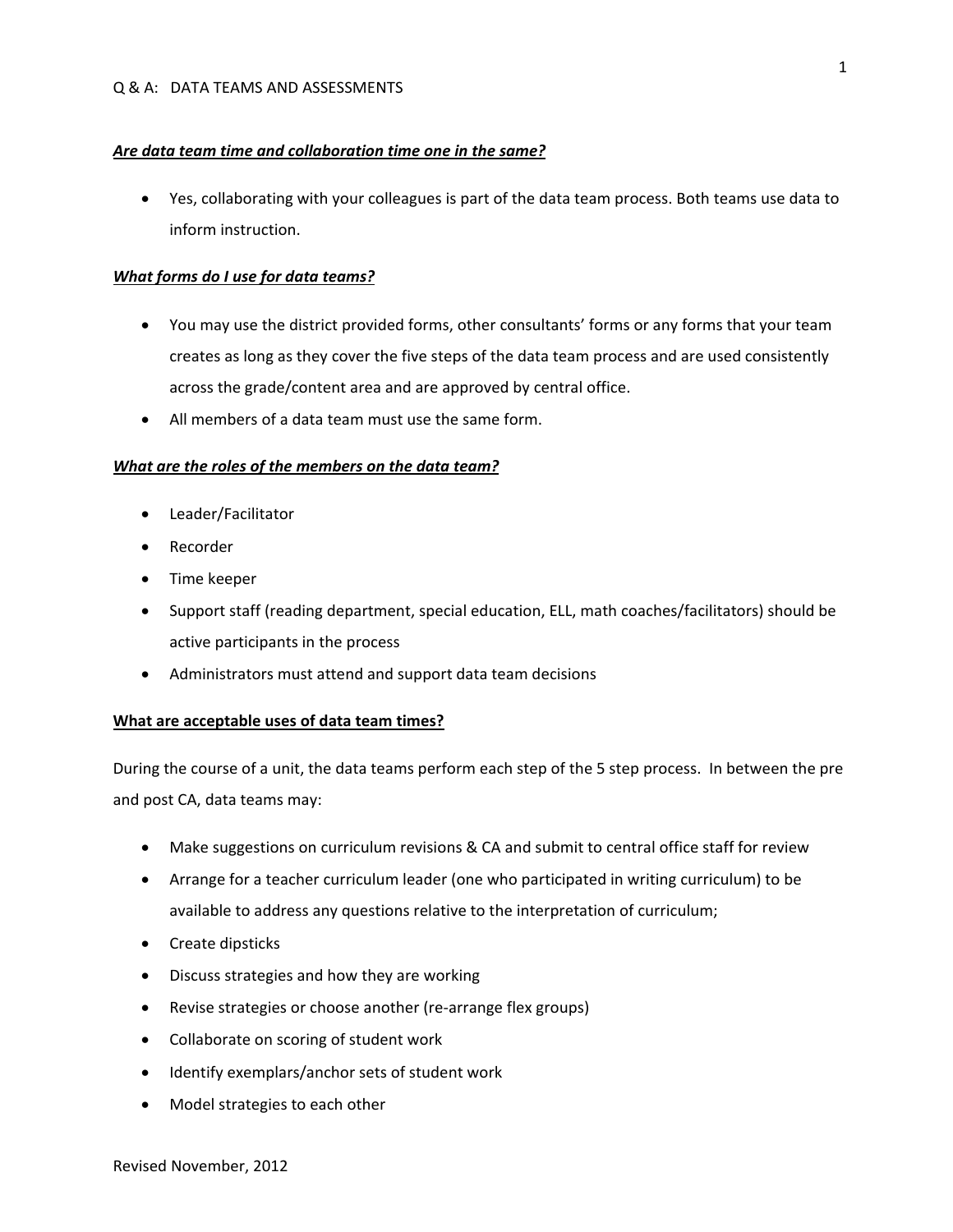Q & A: DATA TEAMS AND ASSESSMENTS

***<u>Are data team time and collaboration time one in the same?</u>***

- Yes, collaborating with your colleagues is part of the data team process. Both teams use data to inform instruction.

***<u>What forms do I use for data teams?</u>***

- You may use the district provided forms, other consultants' forms or any forms that your team creates as long as they cover the five steps of the data team process and are used consistently across the grade/content area and are approved by central office.
- All members of a data team must use the same form.

***<u>What are the roles of the members on the data team?</u>***

- Leader/Facilitator
- Recorder
- Time keeper
- Support staff (reading department, special education, ELL, math coaches/facilitators) should be active participants in the process
- Administrators must attend and support data team decisions

**<u>What are acceptable uses of data team times?</u>**

During the course of a unit, the data teams perform each step of the 5 step process. In between the pre and post CA, data teams may:

- Make suggestions on curriculum revisions & CA and submit to central office staff for review
- Arrange for a teacher curriculum leader (one who participated in writing curriculum) to be available to address any questions relative to the interpretation of curriculum;
- Create dipsticks
- Discuss strategies and how they are working
- Revise strategies or choose another (re-arrange flex groups)
- Collaborate on scoring of student work
- Identify exemplars/anchor sets of student work
- Model strategies to each other

Revised November, 2012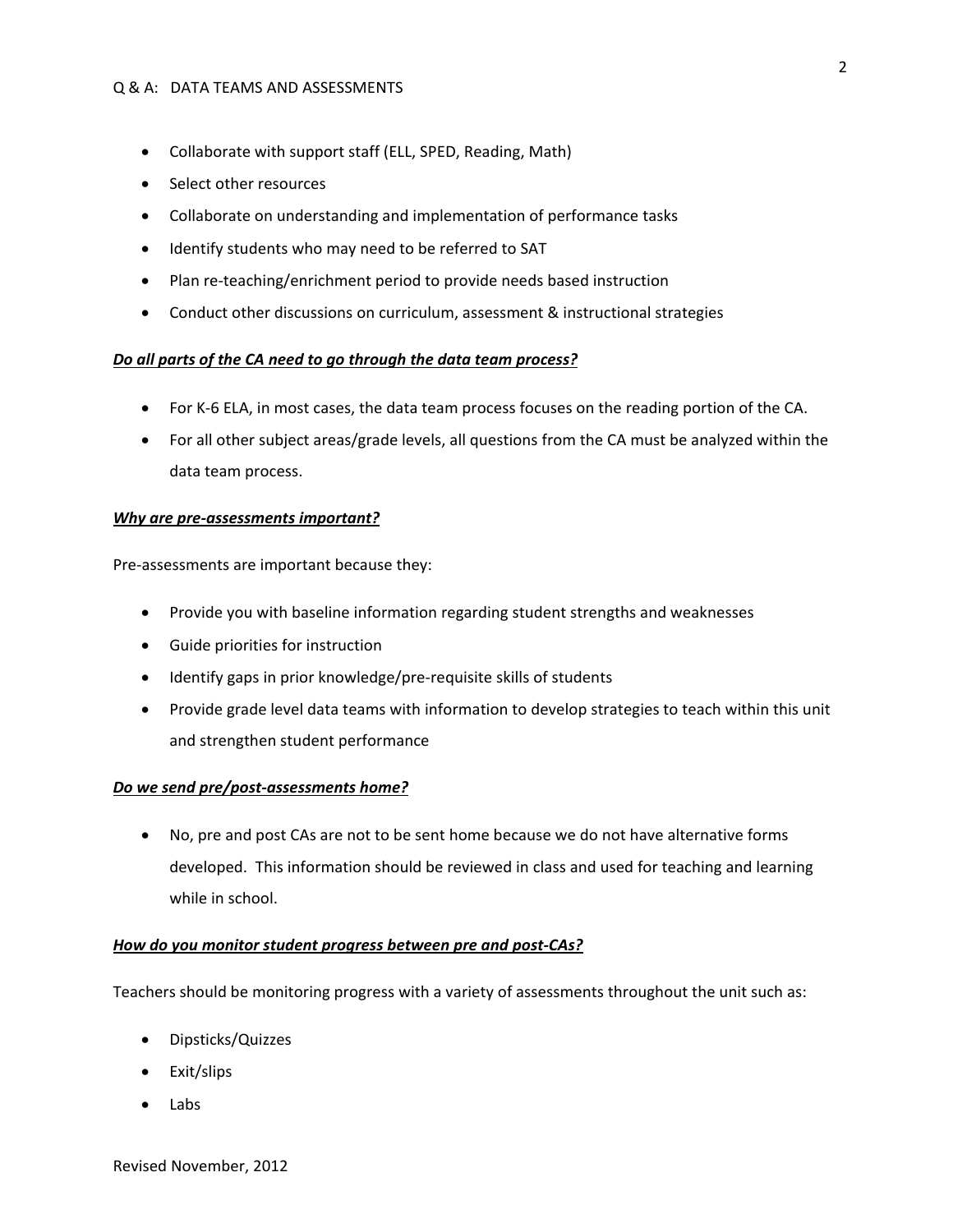- Collaborate with support staff (ELL, SPED, Reading, Math)
- Select other resources
- Collaborate on understanding and implementation of performance tasks
- Identify students who may need to be referred to SAT
- Plan re-teaching/enrichment period to provide needs based instruction
- Conduct other discussions on curriculum, assessment & instructional strategies

***<u>Do all parts of the CA need to go through the data team process?</u>***

- For K-6 ELA, in most cases, the data team process focuses on the reading portion of the CA.
- For all other subject areas/grade levels, all questions from the CA must be analyzed within the data team process.

***<u>Why are pre-assessments important?</u>***

Pre-assessments are important because they:

- Provide you with baseline information regarding student strengths and weaknesses
- Guide priorities for instruction
- Identify gaps in prior knowledge/pre-requisite skills of students
- Provide grade level data teams with information to develop strategies to teach within this unit and strengthen student performance

***<u>Do we send pre/post-assessments home?</u>***

- No, pre and post CAs are not to be sent home because we do not have alternative forms developed. This information should be reviewed in class and used for teaching and learning while in school.

***<u>How do you monitor student progress between pre and post-CAs?</u>***

Teachers should be monitoring progress with a variety of assessments throughout the unit such as:

- Dipsticks/Quizzes
- Exit/slips
- Labs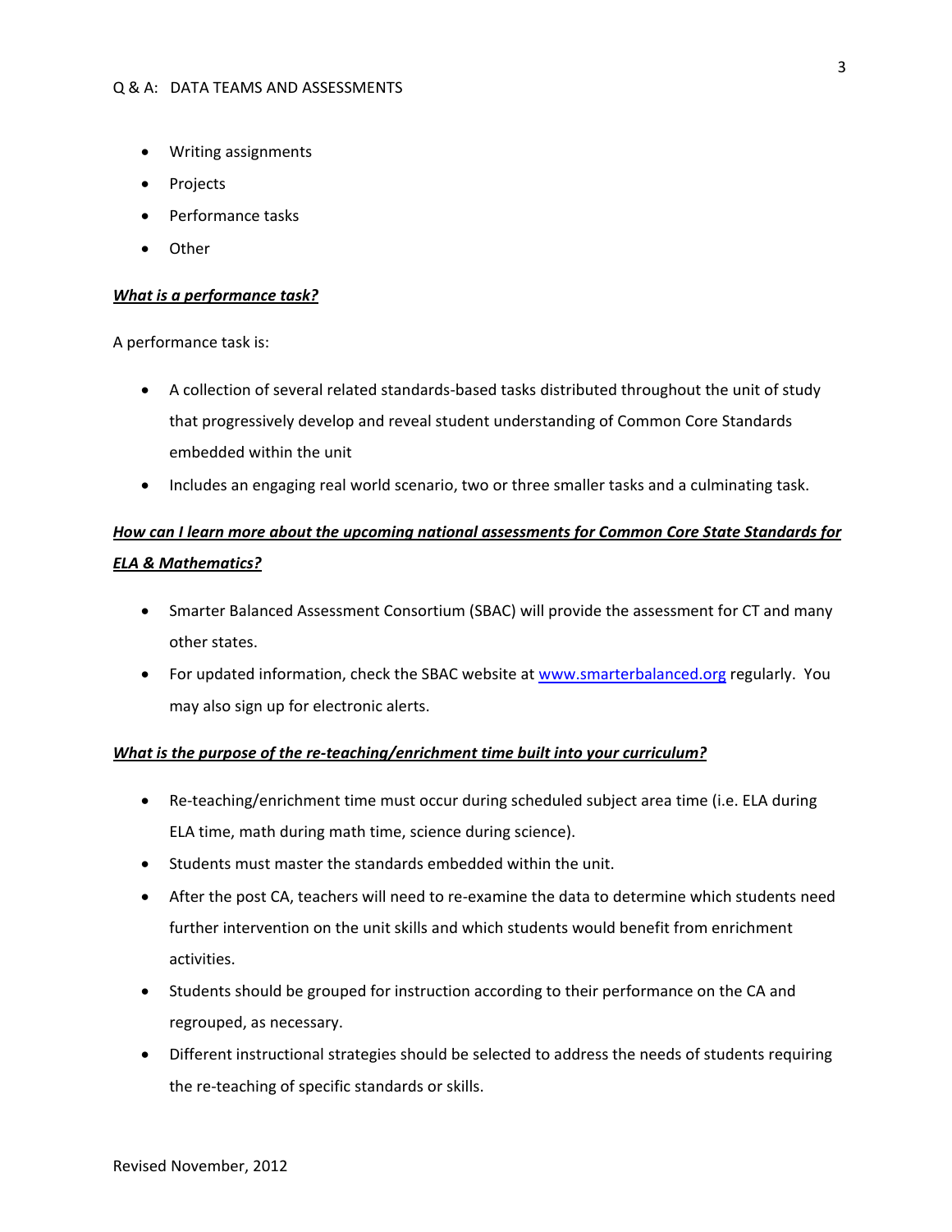- Writing assignments
- Projects
- Performance tasks
- Other

***What is a performance task?***

A performance task is:

- A collection of several related standards-based tasks distributed throughout the unit of study that progressively develop and reveal student understanding of Common Core Standards embedded within the unit
- Includes an engaging real world scenario, two or three smaller tasks and a culminating task.

***How can I learn more about the upcoming national assessments for Common Core State Standards for ELA & Mathematics?***

- Smarter Balanced Assessment Consortium (SBAC) will provide the assessment for CT and many other states.
- For updated information, check the SBAC website at [www.smarterbalanced.org](http://www.smarterbalanced.org) regularly. You may also sign up for electronic alerts.

***What is the purpose of the re-teaching/enrichment time built into your curriculum?***

- Re-teaching/enrichment time must occur during scheduled subject area time (i.e. ELA during ELA time, math during math time, science during science).
- Students must master the standards embedded within the unit.
- After the post CA, teachers will need to re-examine the data to determine which students need further intervention on the unit skills and which students would benefit from enrichment activities.
- Students should be grouped for instruction according to their performance on the CA and regrouped, as necessary.
- Different instructional strategies should be selected to address the needs of students requiring the re-teaching of specific standards or skills.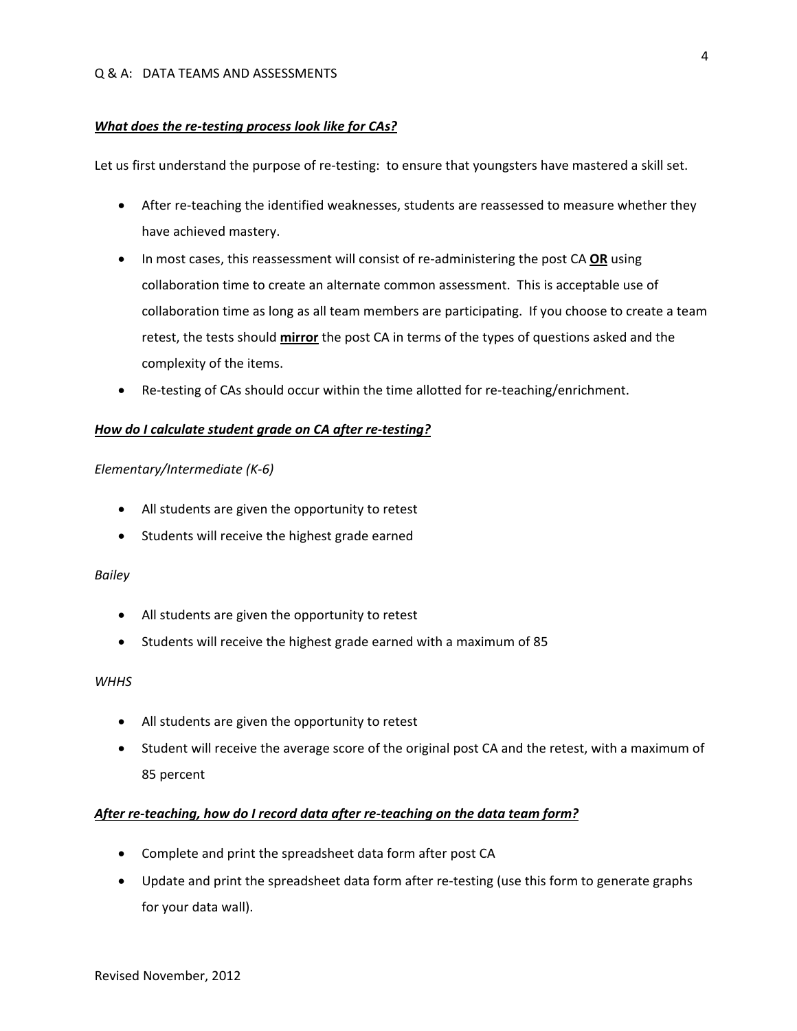***<u>What does the re-testing process look like for CAs?</u>***

Let us first understand the purpose of re-testing: to ensure that youngsters have mastered a skill set.

- After re-teaching the identified weaknesses, students are reassessed to measure whether they have achieved mastery.
- In most cases, this reassessment will consist of re-administering the post CA **<u>OR</u>** using collaboration time to create an alternate common assessment. This is acceptable use of collaboration time as long as all team members are participating. If you choose to create a team retest, the tests should **<u>mirror</u>** the post CA in terms of the types of questions asked and the complexity of the items.
- Re-testing of CAs should occur within the time allotted for re-teaching/enrichment.

***<u>How do I calculate student grade on CA after re-testing?</u>***

*Elementary/Intermediate (K-6)*

- All students are given the opportunity to retest
- Students will receive the highest grade earned

*Bailey*

- All students are given the opportunity to retest
- Students will receive the highest grade earned with a maximum of 85

*WHHS*

- All students are given the opportunity to retest
- Student will receive the average score of the original post CA and the retest, with a maximum of 85 percent

***<u>After re-teaching, how do I record data after re-teaching on the data team form?</u>***

- Complete and print the spreadsheet data form after post CA
- Update and print the spreadsheet data form after re-testing (use this form to generate graphs for your data wall).

Revised November, 2012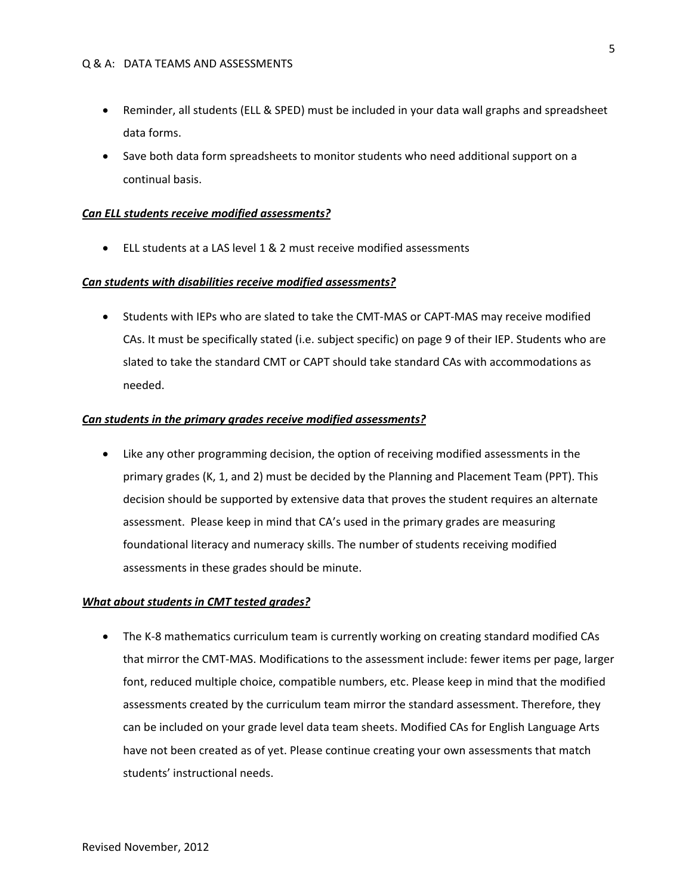- Reminder, all students (ELL & SPED) must be included in your data wall graphs and spreadsheet data forms.
- Save both data form spreadsheets to monitor students who need additional support on a continual basis.

***Can ELL students receive modified assessments?***

- ELL students at a LAS level 1 & 2 must receive modified assessments

***Can students with disabilities receive modified assessments?***

- Students with IEPs who are slated to take the CMT-MAS or CAPT-MAS may receive modified CAs. It must be specifically stated (i.e. subject specific) on page 9 of their IEP. Students who are slated to take the standard CMT or CAPT should take standard CAs with accommodations as needed.

***Can students in the primary grades receive modified assessments?***

- Like any other programming decision, the option of receiving modified assessments in the primary grades (K, 1, and 2) must be decided by the Planning and Placement Team (PPT). This decision should be supported by extensive data that proves the student requires an alternate assessment. Please keep in mind that CA's used in the primary grades are measuring foundational literacy and numeracy skills. The number of students receiving modified assessments in these grades should be minute.

***What about students in CMT tested grades?***

- The K-8 mathematics curriculum team is currently working on creating standard modified CAs that mirror the CMT-MAS. Modifications to the assessment include: fewer items per page, larger font, reduced multiple choice, compatible numbers, etc. Please keep in mind that the modified assessments created by the curriculum team mirror the standard assessment. Therefore, they can be included on your grade level data team sheets. Modified CAs for English Language Arts have not been created as of yet. Please continue creating your own assessments that match students' instructional needs.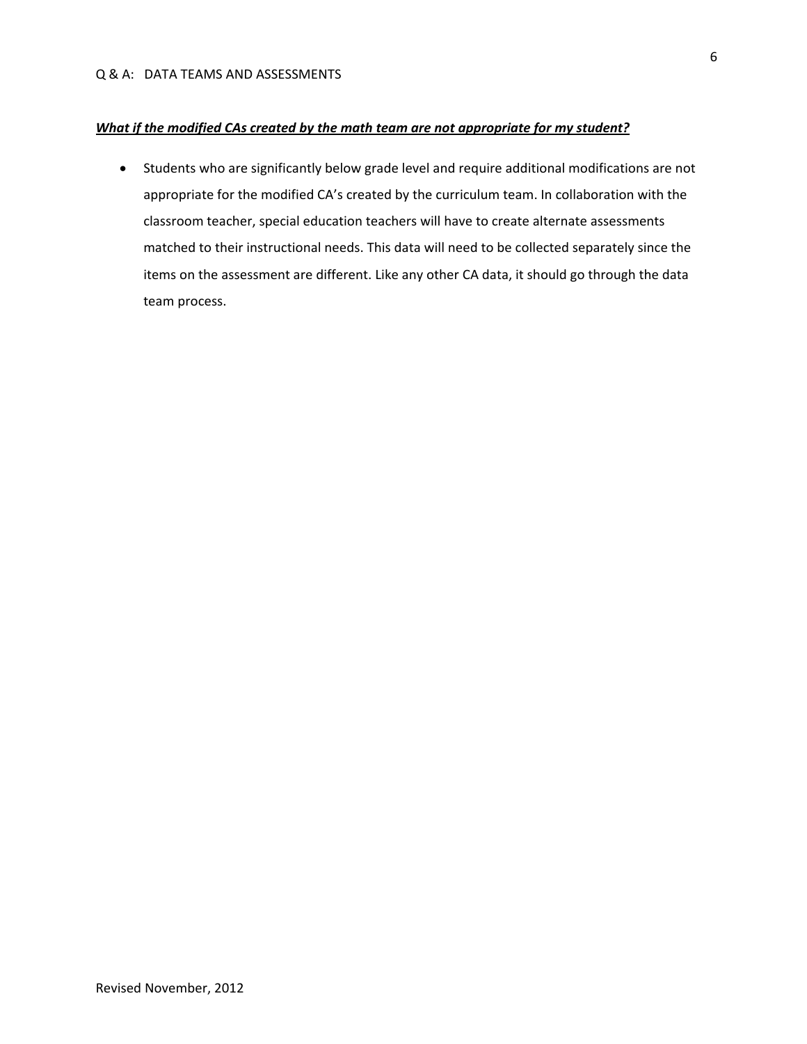***What if the modified CAs created by the math team are not appropriate for my student?***

- Students who are significantly below grade level and require additional modifications are not appropriate for the modified CA's created by the curriculum team. In collaboration with the classroom teacher, special education teachers will have to create alternate assessments matched to their instructional needs. This data will need to be collected separately since the items on the assessment are different. Like any other CA data, it should go through the data team process.